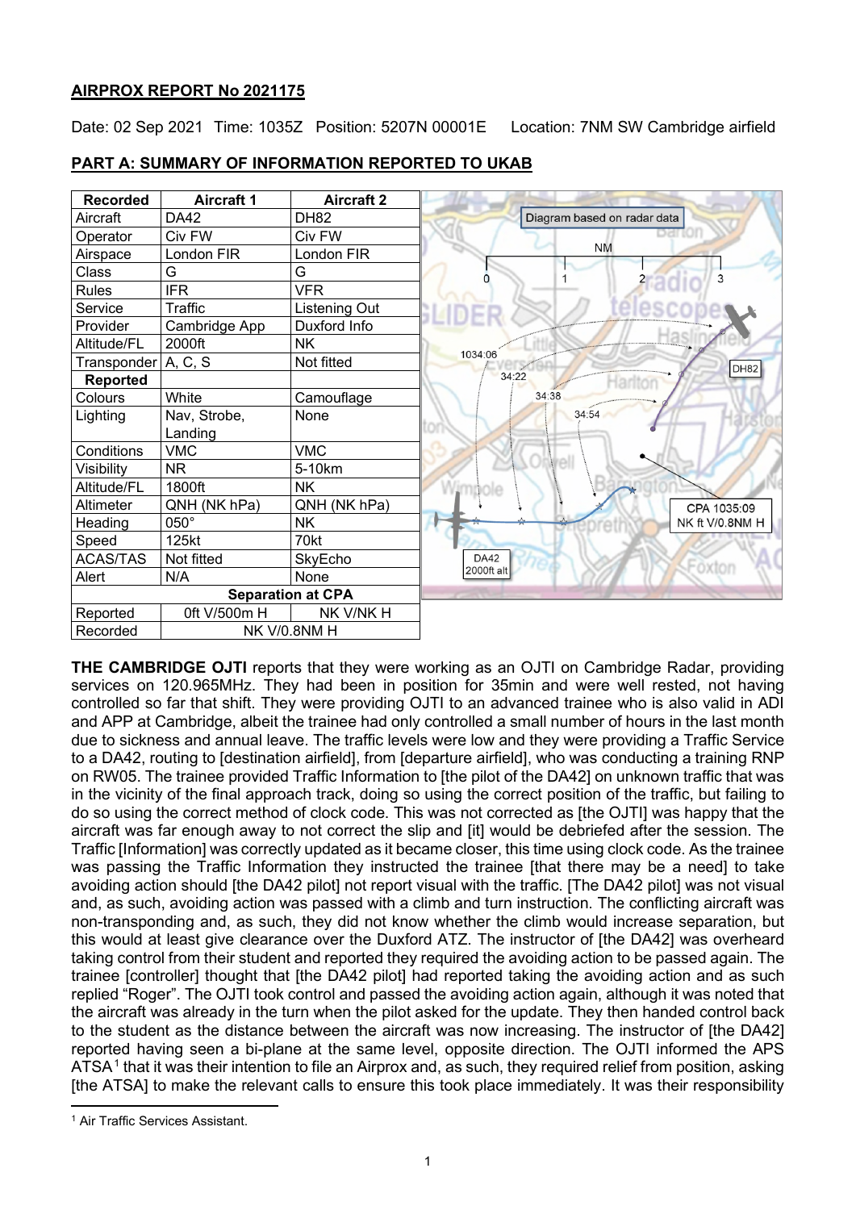**AIRPROX REPORT No 2021175**

Date: 02 Sep 2021 Time: 1035Z Position: 5207N 00001E Location: 7NM SW Cambridge airfield

## PART A: SUMMARY OF INFORMATION REPORTED TO UKAB

| Recorded | Aircraft 1 | Aircraft 2 |
|---|---|---|
| Aircraft | DA42 | DH82 |
| Operator | Civ FW | Civ FW |
| Airspace | London FIR | London FIR |
| Class | G | G |
| Rules | IFR | VFR |
| Service | Traffic | Listening Out |
| Provider | Cambridge App | Duxford Info |
| Altitude/FL | 2000ft | NK |
| Transponder | A, C, S | Not fitted |
| **Reported** | | |
| Colours | White | Camouflage |
| Lighting | Nav, Strobe, Landing | None |
| Conditions | VMC | VMC |
| Visibility | NR | 5-10km |
| Altitude/FL | 1800ft | NK |
| Altimeter | QNH (NK hPa) | QNH (NK hPa) |
| Heading | 050° | NK |
| Speed | 125kt | 70kt |
| ACAS/TAS | Not fitted | SkyEcho |
| Alert | N/A | None |
| **Separation at CPA** | | |
| Reported | 0ft V/500m H | NK V/NK H |
| Recorded | NK V/0.8NM H | |

Diagram based on radar data. CPA 1035:09 NK ft V/0.8NM H. DA42 2000ft alt.

**THE CAMBRIDGE OJTI** reports that they were working as an OJTI on Cambridge Radar, providing services on 120.965MHz. They had been in position for 35min and were well rested, not having controlled so far that shift. They were providing OJTI to an advanced trainee who is also valid in ADI and APP at Cambridge, albeit the trainee had only controlled a small number of hours in the last month due to sickness and annual leave. The traffic levels were low and they were providing a Traffic Service to a DA42, routing to [destination airfield], from [departure airfield], who was conducting a training RNP on RW05. The trainee provided Traffic Information to [the pilot of the DA42] on unknown traffic that was in the vicinity of the final approach track, doing so using the correct position of the traffic, but failing to do so using the correct method of clock code. This was not corrected as [the OJTI] was happy that the aircraft was far enough away to not correct the slip and [it] would be debriefed after the session. The Traffic [Information] was correctly updated as it became closer, this time using clock code. As the trainee was passing the Traffic Information they instructed the trainee [that there may be a need] to take avoiding action should [the DA42 pilot] not report visual with the traffic. [The DA42 pilot] was not visual and, as such, avoiding action was passed with a climb and turn instruction. The conflicting aircraft was non-transponding and, as such, they did not know whether the climb would increase separation, but this would at least give clearance over the Duxford ATZ. The instructor of [the DA42] was overheard taking control from their student and reported they required the avoiding action to be passed again. The trainee [controller] thought that [the DA42 pilot] had reported taking the avoiding action and as such replied "Roger". The OJTI took control and passed the avoiding action again, although it was noted that the aircraft was already in the turn when the pilot asked for the update. They then handed control back to the student as the distance between the aircraft was now increasing. The instructor of [the DA42] reported having seen a bi-plane at the same level, opposite direction. The OJTI informed the APS ATSA[1] that it was their intention to file an Airprox and, as such, they required relief from position, asking [the ATSA] to make the relevant calls to ensure this took place immediately. It was their responsibility

[1] Air Traffic Services Assistant.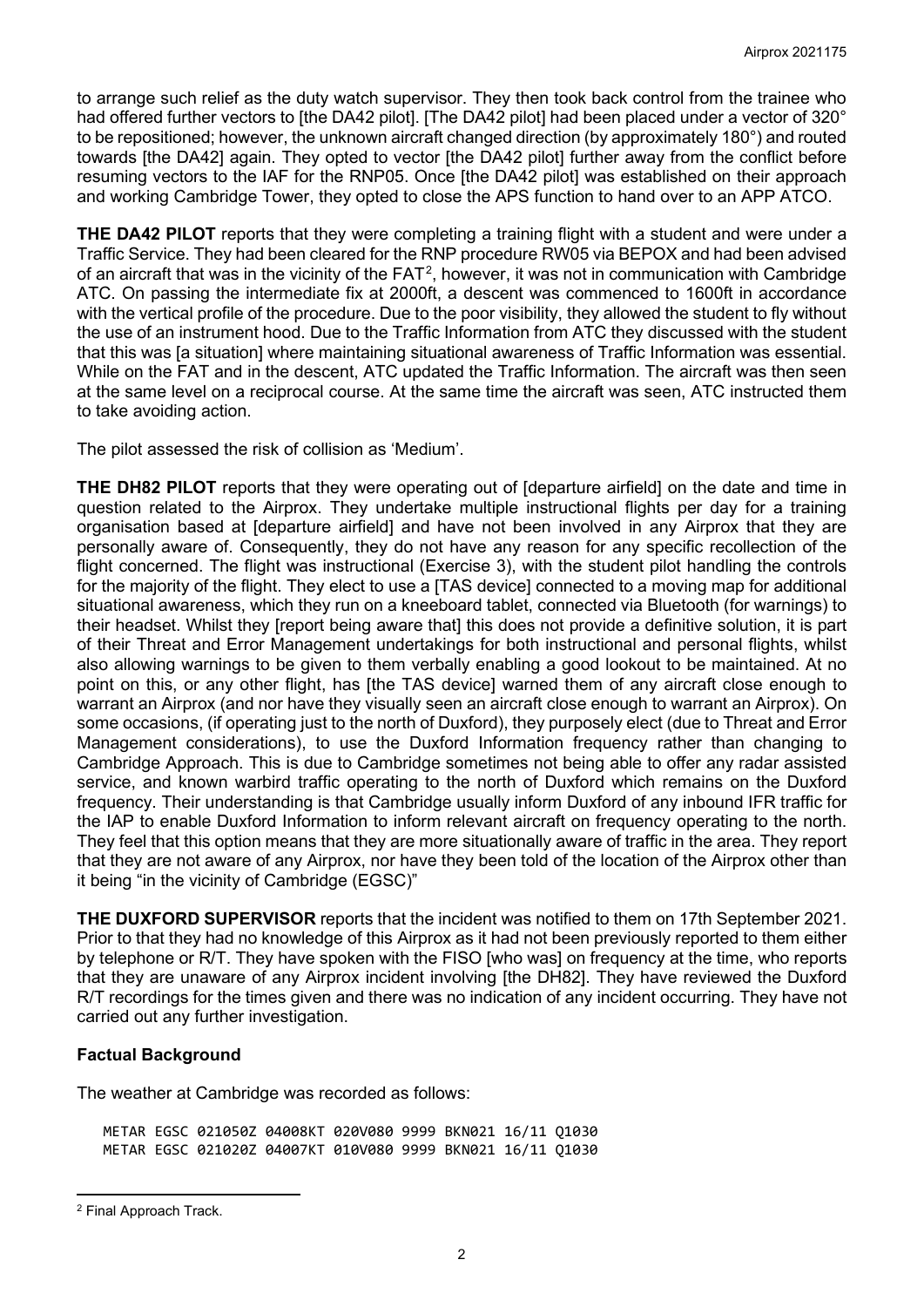to arrange such relief as the duty watch supervisor. They then took back control from the trainee who had offered further vectors to [the DA42 pilot]. [The DA42 pilot] had been placed under a vector of 320° to be repositioned; however, the unknown aircraft changed direction (by approximately 180°) and routed towards [the DA42] again. They opted to vector [the DA42 pilot] further away from the conflict before resuming vectors to the IAF for the RNP05. Once [the DA42 pilot] was established on their approach and working Cambridge Tower, they opted to close the APS function to hand over to an APP ATCO.

**THE DA42 PILOT** reports that they were completing a training flight with a student and were under a Traffic Service. They had been cleared for the RNP procedure RW05 via BEPOX and had been advised of an aircraft that was in the vicinity of the FAT[2], however, it was not in communication with Cambridge ATC. On passing the intermediate fix at 2000ft, a descent was commenced to 1600ft in accordance with the vertical profile of the procedure. Due to the poor visibility, they allowed the student to fly without the use of an instrument hood. Due to the Traffic Information from ATC they discussed with the student that this was [a situation] where maintaining situational awareness of Traffic Information was essential. While on the FAT and in the descent, ATC updated the Traffic Information. The aircraft was then seen at the same level on a reciprocal course. At the same time the aircraft was seen, ATC instructed them to take avoiding action.

The pilot assessed the risk of collision as 'Medium'.

**THE DH82 PILOT** reports that they were operating out of [departure airfield] on the date and time in question related to the Airprox. They undertake multiple instructional flights per day for a training organisation based at [departure airfield] and have not been involved in any Airprox that they are personally aware of. Consequently, they do not have any reason for any specific recollection of the flight concerned. The flight was instructional (Exercise 3), with the student pilot handling the controls for the majority of the flight. They elect to use a [TAS device] connected to a moving map for additional situational awareness, which they run on a kneeboard tablet, connected via Bluetooth (for warnings) to their headset. Whilst they [report being aware that] this does not provide a definitive solution, it is part of their Threat and Error Management undertakings for both instructional and personal flights, whilst also allowing warnings to be given to them verbally enabling a good lookout to be maintained. At no point on this, or any other flight, has [the TAS device] warned them of any aircraft close enough to warrant an Airprox (and nor have they visually seen an aircraft close enough to warrant an Airprox). On some occasions, (if operating just to the north of Duxford), they purposely elect (due to Threat and Error Management considerations), to use the Duxford Information frequency rather than changing to Cambridge Approach. This is due to Cambridge sometimes not being able to offer any radar assisted service, and known warbird traffic operating to the north of Duxford which remains on the Duxford frequency. Their understanding is that Cambridge usually inform Duxford of any inbound IFR traffic for the IAP to enable Duxford Information to inform relevant aircraft on frequency operating to the north. They feel that this option means that they are more situationally aware of traffic in the area. They report that they are not aware of any Airprox, nor have they been told of the location of the Airprox other than it being "in the vicinity of Cambridge (EGSC)"

**THE DUXFORD SUPERVISOR** reports that the incident was notified to them on 17th September 2021. Prior to that they had no knowledge of this Airprox as it had not been previously reported to them either by telephone or R/T. They have spoken with the FISO [who was] on frequency at the time, who reports that they are unaware of any Airprox incident involving [the DH82]. They have reviewed the Duxford R/T recordings for the times given and there was no indication of any incident occurring. They have not carried out any further investigation.

## Factual Background

The weather at Cambridge was recorded as follows:

```
METAR EGSC 021050Z 04008KT 020V080 9999 BKN021 16/11 Q1030
METAR EGSC 021020Z 04007KT 010V080 9999 BKN021 16/11 Q1030
```

[2] Final Approach Track.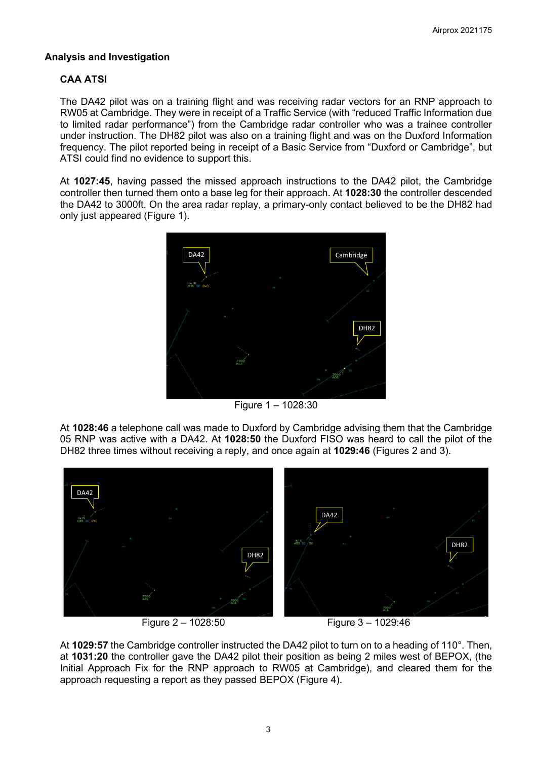## Analysis and Investigation

### CAA ATSI

The DA42 pilot was on a training flight and was receiving radar vectors for an RNP approach to RW05 at Cambridge. They were in receipt of a Traffic Service (with "reduced Traffic Information due to limited radar performance") from the Cambridge radar controller who was a trainee controller under instruction. The DH82 pilot was also on a training flight and was on the Duxford Information frequency. The pilot reported being in receipt of a Basic Service from "Duxford or Cambridge", but ATSI could find no evidence to support this.

At **1027:45**, having passed the missed approach instructions to the DA42 pilot, the Cambridge controller then turned them onto a base leg for their approach. At **1028:30** the controller descended the DA42 to 3000ft. On the area radar replay, a primary-only contact believed to be the DH82 had only just appeared (Figure 1).

Figure 1 – 1028:30

At **1028:46** a telephone call was made to Duxford by Cambridge advising them that the Cambridge 05 RNP was active with a DA42. At **1028:50** the Duxford FISO was heard to call the pilot of the DH82 three times without receiving a reply, and once again at **1029:46** (Figures 2 and 3).

Figure 2 – 1028:50

Figure 3 – 1029:46

At **1029:57** the Cambridge controller instructed the DA42 pilot to turn on to a heading of 110°. Then, at **1031:20** the controller gave the DA42 pilot their position as being 2 miles west of BEPOX, (the Initial Approach Fix for the RNP approach to RW05 at Cambridge), and cleared them for the approach requesting a report as they passed BEPOX (Figure 4).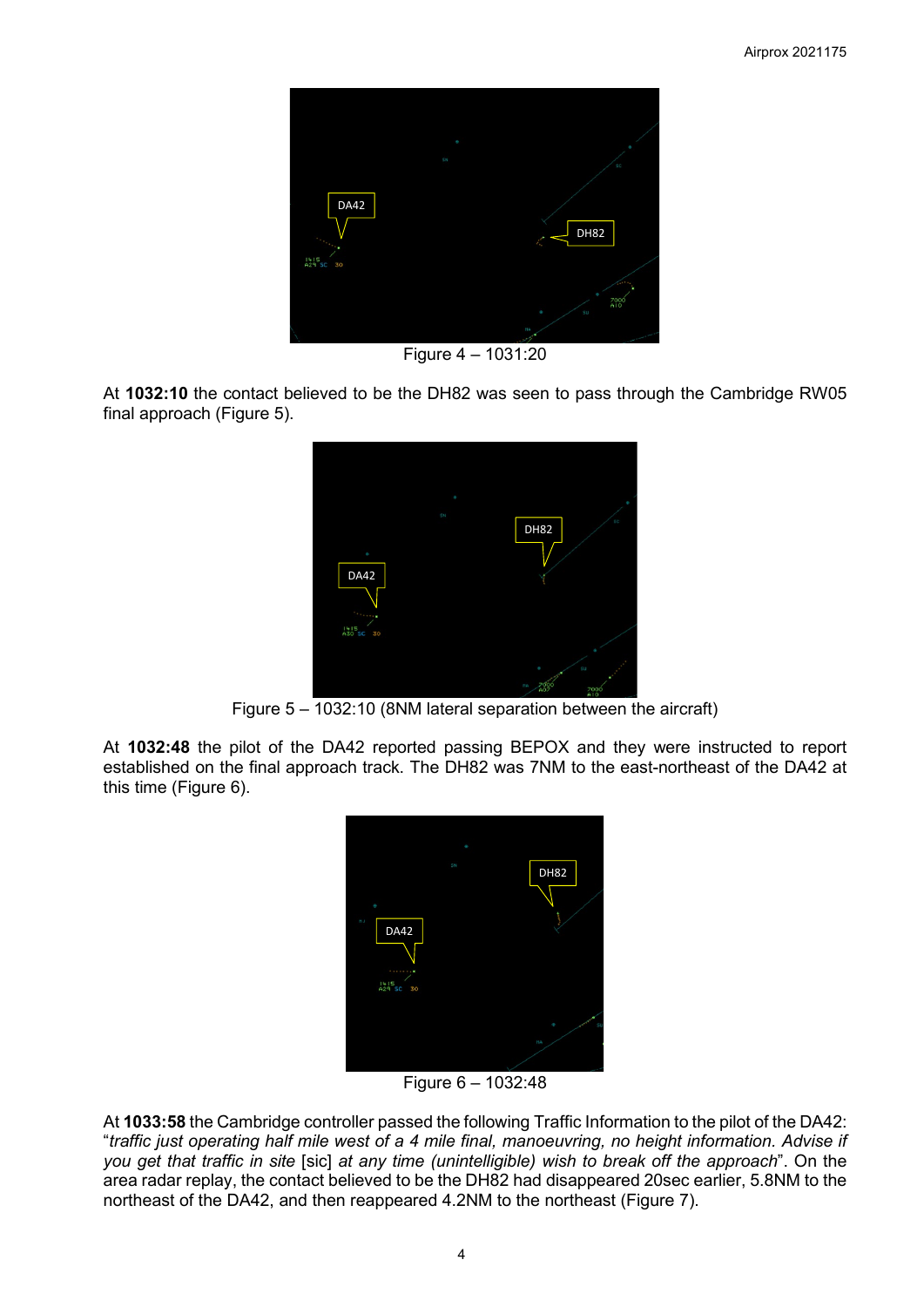Figure 4 – 1031:20

At **1032:10** the contact believed to be the DH82 was seen to pass through the Cambridge RW05 final approach (Figure 5).

Figure 5 – 1032:10 (8NM lateral separation between the aircraft)

At **1032:48** the pilot of the DA42 reported passing BEPOX and they were instructed to report established on the final approach track. The DH82 was 7NM to the east-northeast of the DA42 at this time (Figure 6).

Figure 6 – 1032:48

At **1033:58** the Cambridge controller passed the following Traffic Information to the pilot of the DA42: "*traffic just operating half mile west of a 4 mile final, manoeuvring, no height information. Advise if you get that traffic in site* [sic] *at any time (unintelligible) wish to break off the approach*". On the area radar replay, the contact believed to be the DH82 had disappeared 20sec earlier, 5.8NM to the northeast of the DA42, and then reappeared 4.2NM to the northeast (Figure 7).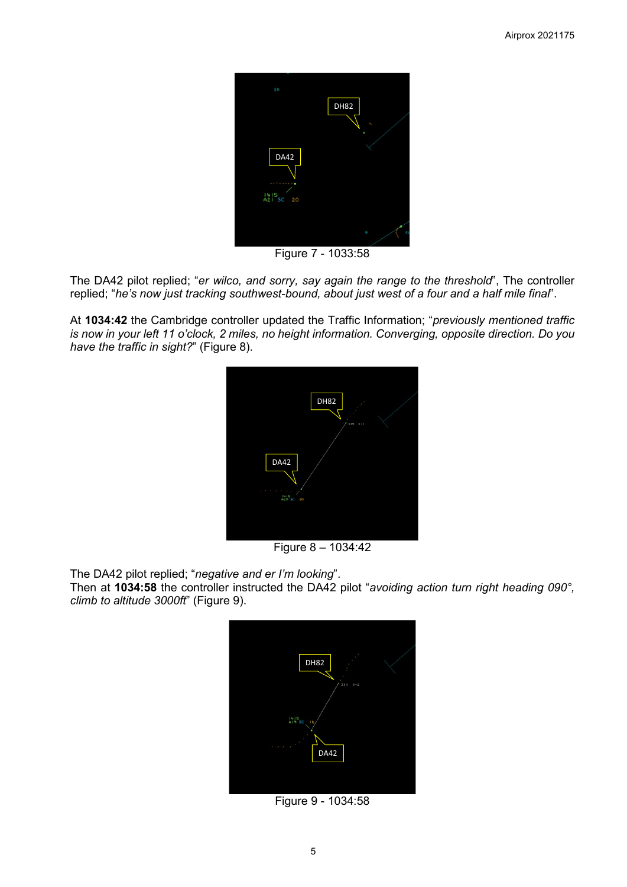Figure 7 - 1033:58

The DA42 pilot replied; "*er wilco, and sorry, say again the range to the threshold*", The controller replied; "*he's now just tracking southwest-bound, about just west of a four and a half mile final*".

At **1034:42** the Cambridge controller updated the Traffic Information; "*previously mentioned traffic is now in your left 11 o'clock, 2 miles, no height information. Converging, opposite direction. Do you have the traffic in sight?*" (Figure 8).

Figure 8 – 1034:42

The DA42 pilot replied; "*negative and er I'm looking*".
Then at **1034:58** the controller instructed the DA42 pilot "*avoiding action turn right heading 090°, climb to altitude 3000ft*" (Figure 9).

Figure 9 - 1034:58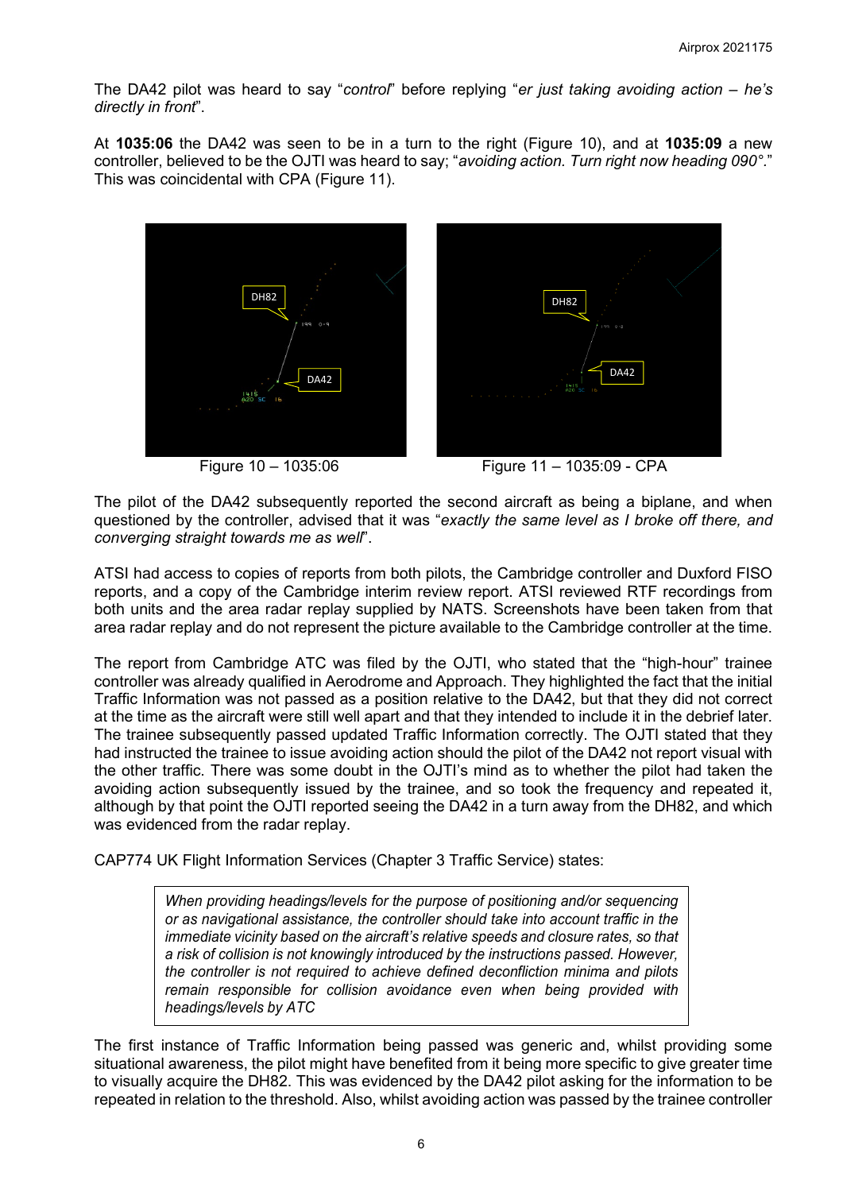The DA42 pilot was heard to say "*control*" before replying "*er just taking avoiding action – he's directly in front*".

At **1035:06** the DA42 was seen to be in a turn to the right (Figure 10), and at **1035:09** a new controller, believed to be the OJTI was heard to say; "*avoiding action. Turn right now heading 090°.*" This was coincidental with CPA (Figure 11).

Figure 10 – 1035:06

Figure 11 – 1035:09 - CPA

The pilot of the DA42 subsequently reported the second aircraft as being a biplane, and when questioned by the controller, advised that it was "*exactly the same level as I broke off there, and converging straight towards me as well*".

ATSI had access to copies of reports from both pilots, the Cambridge controller and Duxford FISO reports, and a copy of the Cambridge interim review report. ATSI reviewed RTF recordings from both units and the area radar replay supplied by NATS. Screenshots have been taken from that area radar replay and do not represent the picture available to the Cambridge controller at the time.

The report from Cambridge ATC was filed by the OJTI, who stated that the "high-hour" trainee controller was already qualified in Aerodrome and Approach. They highlighted the fact that the initial Traffic Information was not passed as a position relative to the DA42, but that they did not correct at the time as the aircraft were still well apart and that they intended to include it in the debrief later. The trainee subsequently passed updated Traffic Information correctly. The OJTI stated that they had instructed the trainee to issue avoiding action should the pilot of the DA42 not report visual with the other traffic. There was some doubt in the OJTI's mind as to whether the pilot had taken the avoiding action subsequently issued by the trainee, and so took the frequency and repeated it, although by that point the OJTI reported seeing the DA42 in a turn away from the DH82, and which was evidenced from the radar replay.

CAP774 UK Flight Information Services (Chapter 3 Traffic Service) states:

> *When providing headings/levels for the purpose of positioning and/or sequencing or as navigational assistance, the controller should take into account traffic in the immediate vicinity based on the aircraft's relative speeds and closure rates, so that a risk of collision is not knowingly introduced by the instructions passed. However, the controller is not required to achieve defined deconfliction minima and pilots remain responsible for collision avoidance even when being provided with headings/levels by ATC*

The first instance of Traffic Information being passed was generic and, whilst providing some situational awareness, the pilot might have benefited from it being more specific to give greater time to visually acquire the DH82. This was evidenced by the DA42 pilot asking for the information to be repeated in relation to the threshold. Also, whilst avoiding action was passed by the trainee controller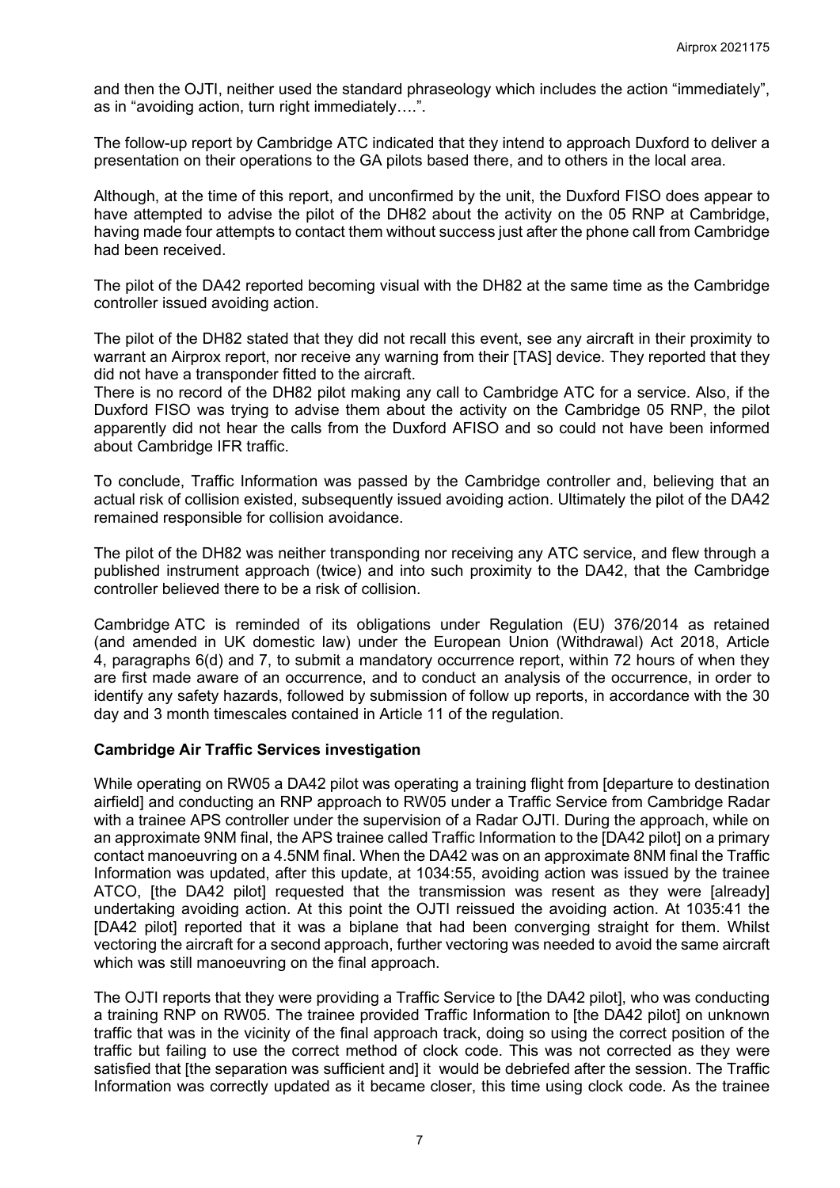and then the OJTI, neither used the standard phraseology which includes the action "immediately", as in "avoiding action, turn right immediately….".

The follow-up report by Cambridge ATC indicated that they intend to approach Duxford to deliver a presentation on their operations to the GA pilots based there, and to others in the local area.

Although, at the time of this report, and unconfirmed by the unit, the Duxford FISO does appear to have attempted to advise the pilot of the DH82 about the activity on the 05 RNP at Cambridge, having made four attempts to contact them without success just after the phone call from Cambridge had been received.

The pilot of the DA42 reported becoming visual with the DH82 at the same time as the Cambridge controller issued avoiding action.

The pilot of the DH82 stated that they did not recall this event, see any aircraft in their proximity to warrant an Airprox report, nor receive any warning from their [TAS] device. They reported that they did not have a transponder fitted to the aircraft.

There is no record of the DH82 pilot making any call to Cambridge ATC for a service. Also, if the Duxford FISO was trying to advise them about the activity on the Cambridge 05 RNP, the pilot apparently did not hear the calls from the Duxford AFISO and so could not have been informed about Cambridge IFR traffic.

To conclude, Traffic Information was passed by the Cambridge controller and, believing that an actual risk of collision existed, subsequently issued avoiding action. Ultimately the pilot of the DA42 remained responsible for collision avoidance.

The pilot of the DH82 was neither transponding nor receiving any ATC service, and flew through a published instrument approach (twice) and into such proximity to the DA42, that the Cambridge controller believed there to be a risk of collision.

Cambridge ATC is reminded of its obligations under Regulation (EU) 376/2014 as retained (and amended in UK domestic law) under the European Union (Withdrawal) Act 2018, Article 4, paragraphs 6(d) and 7, to submit a mandatory occurrence report, within 72 hours of when they are first made aware of an occurrence, and to conduct an analysis of the occurrence, in order to identify any safety hazards, followed by submission of follow up reports, in accordance with the 30 day and 3 month timescales contained in Article 11 of the regulation.

**Cambridge Air Traffic Services investigation**

While operating on RW05 a DA42 pilot was operating a training flight from [departure to destination airfield] and conducting an RNP approach to RW05 under a Traffic Service from Cambridge Radar with a trainee APS controller under the supervision of a Radar OJTI. During the approach, while on an approximate 9NM final, the APS trainee called Traffic Information to the [DA42 pilot] on a primary contact manoeuvring on a 4.5NM final. When the DA42 was on an approximate 8NM final the Traffic Information was updated, after this update, at 1034:55, avoiding action was issued by the trainee ATCO, [the DA42 pilot] requested that the transmission was resent as they were [already] undertaking avoiding action. At this point the OJTI reissued the avoiding action. At 1035:41 the [DA42 pilot] reported that it was a biplane that had been converging straight for them. Whilst vectoring the aircraft for a second approach, further vectoring was needed to avoid the same aircraft which was still manoeuvring on the final approach.

The OJTI reports that they were providing a Traffic Service to [the DA42 pilot], who was conducting a training RNP on RW05. The trainee provided Traffic Information to [the DA42 pilot] on unknown traffic that was in the vicinity of the final approach track, doing so using the correct position of the traffic but failing to use the correct method of clock code. This was not corrected as they were satisfied that [the separation was sufficient and] it would be debriefed after the session. The Traffic Information was correctly updated as it became closer, this time using clock code. As the trainee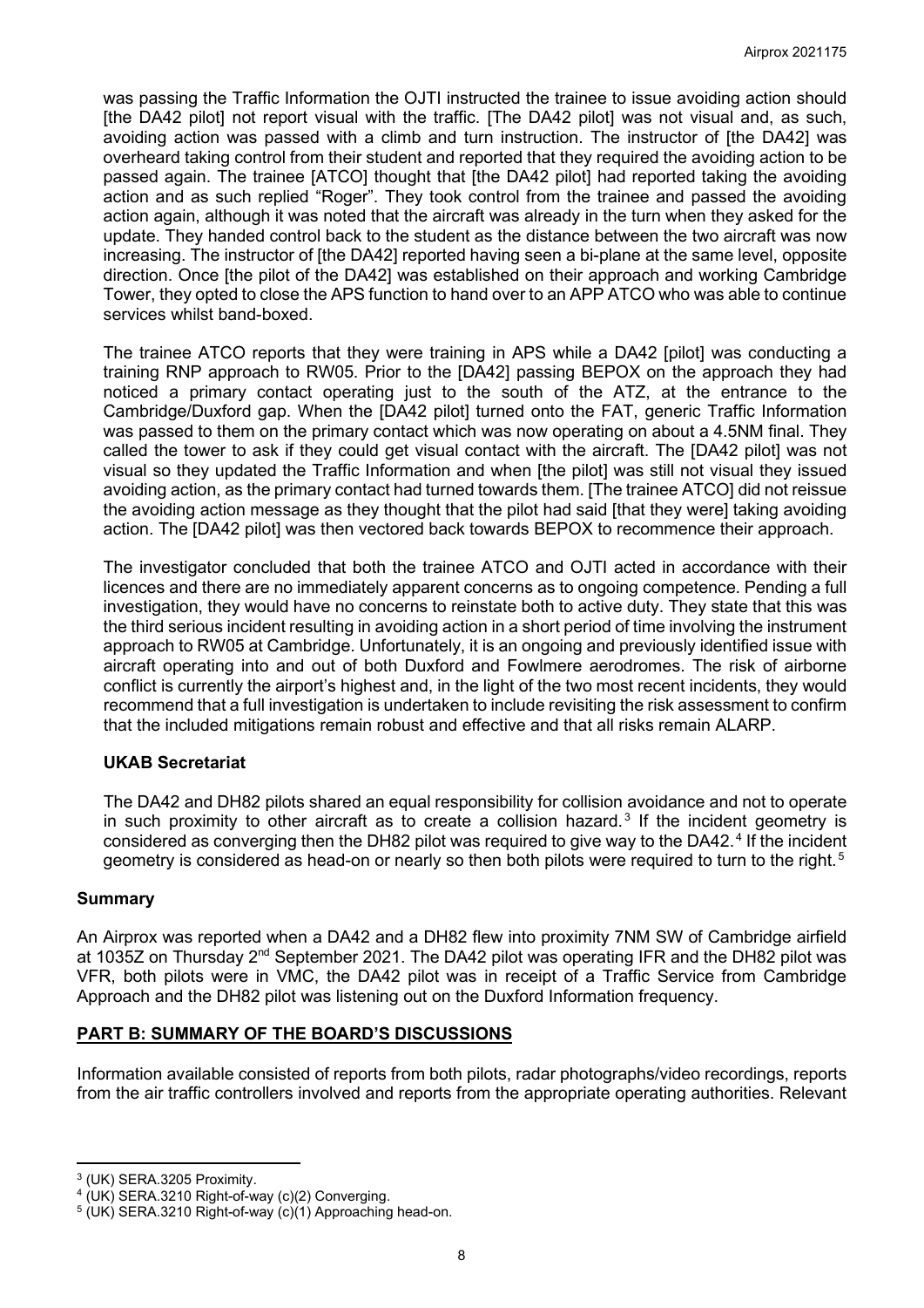was passing the Traffic Information the OJTI instructed the trainee to issue avoiding action should [the DA42 pilot] not report visual with the traffic. [The DA42 pilot] was not visual and, as such, avoiding action was passed with a climb and turn instruction. The instructor of [the DA42] was overheard taking control from their student and reported that they required the avoiding action to be passed again. The trainee [ATCO] thought that [the DA42 pilot] had reported taking the avoiding action and as such replied "Roger". They took control from the trainee and passed the avoiding action again, although it was noted that the aircraft was already in the turn when they asked for the update. They handed control back to the student as the distance between the two aircraft was now increasing. The instructor of [the DA42] reported having seen a bi-plane at the same level, opposite direction. Once [the pilot of the DA42] was established on their approach and working Cambridge Tower, they opted to close the APS function to hand over to an APP ATCO who was able to continue services whilst band-boxed.

The trainee ATCO reports that they were training in APS while a DA42 [pilot] was conducting a training RNP approach to RW05. Prior to the [DA42] passing BEPOX on the approach they had noticed a primary contact operating just to the south of the ATZ, at the entrance to the Cambridge/Duxford gap. When the [DA42 pilot] turned onto the FAT, generic Traffic Information was passed to them on the primary contact which was now operating on about a 4.5NM final. They called the tower to ask if they could get visual contact with the aircraft. The [DA42 pilot] was not visual so they updated the Traffic Information and when [the pilot] was still not visual they issued avoiding action, as the primary contact had turned towards them. [The trainee ATCO] did not reissue the avoiding action message as they thought that the pilot had said [that they were] taking avoiding action. The [DA42 pilot] was then vectored back towards BEPOX to recommence their approach.

The investigator concluded that both the trainee ATCO and OJTI acted in accordance with their licences and there are no immediately apparent concerns as to ongoing competence. Pending a full investigation, they would have no concerns to reinstate both to active duty. They state that this was the third serious incident resulting in avoiding action in a short period of time involving the instrument approach to RW05 at Cambridge. Unfortunately, it is an ongoing and previously identified issue with aircraft operating into and out of both Duxford and Fowlmere aerodromes. The risk of airborne conflict is currently the airport's highest and, in the light of the two most recent incidents, they would recommend that a full investigation is undertaken to include revisiting the risk assessment to confirm that the included mitigations remain robust and effective and that all risks remain ALARP.

**UKAB Secretariat**

The DA42 and DH82 pilots shared an equal responsibility for collision avoidance and not to operate in such proximity to other aircraft as to create a collision hazard.[3] If the incident geometry is considered as converging then the DH82 pilot was required to give way to the DA42.[4] If the incident geometry is considered as head-on or nearly so then both pilots were required to turn to the right.[5]

## Summary

An Airprox was reported when a DA42 and a DH82 flew into proximity 7NM SW of Cambridge airfield at 1035Z on Thursday 2nd September 2021. The DA42 pilot was operating IFR and the DH82 pilot was VFR, both pilots were in VMC, the DA42 pilot was in receipt of a Traffic Service from Cambridge Approach and the DH82 pilot was listening out on the Duxford Information frequency.

## PART B: SUMMARY OF THE BOARD'S DISCUSSIONS

Information available consisted of reports from both pilots, radar photographs/video recordings, reports from the air traffic controllers involved and reports from the appropriate operating authorities. Relevant

---

[3] (UK) SERA.3205 Proximity.

[4] (UK) SERA.3210 Right-of-way (c)(2) Converging.

[5] (UK) SERA.3210 Right-of-way (c)(1) Approaching head-on.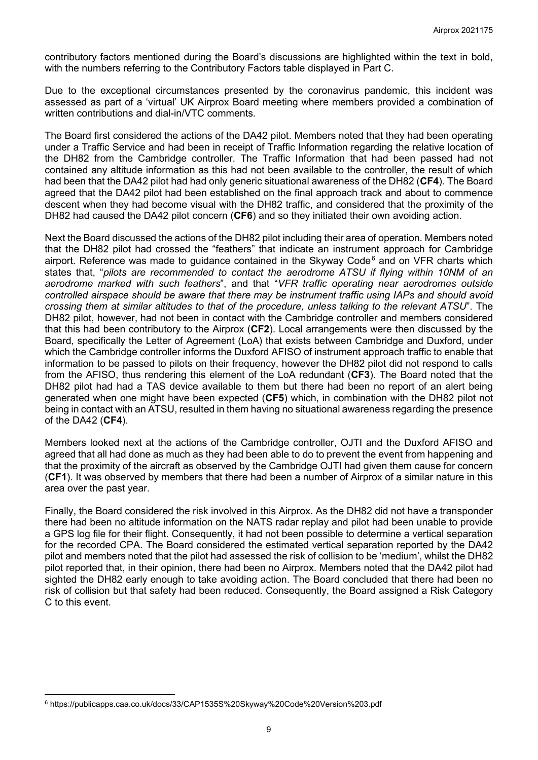contributory factors mentioned during the Board's discussions are highlighted within the text in bold, with the numbers referring to the Contributory Factors table displayed in Part C.

Due to the exceptional circumstances presented by the coronavirus pandemic, this incident was assessed as part of a 'virtual' UK Airprox Board meeting where members provided a combination of written contributions and dial-in/VTC comments.

The Board first considered the actions of the DA42 pilot. Members noted that they had been operating under a Traffic Service and had been in receipt of Traffic Information regarding the relative location of the DH82 from the Cambridge controller. The Traffic Information that had been passed had not contained any altitude information as this had not been available to the controller, the result of which had been that the DA42 pilot had had only generic situational awareness of the DH82 (**CF4**). The Board agreed that the DA42 pilot had been established on the final approach track and about to commence descent when they had become visual with the DH82 traffic, and considered that the proximity of the DH82 had caused the DA42 pilot concern (**CF6**) and so they initiated their own avoiding action.

Next the Board discussed the actions of the DH82 pilot including their area of operation. Members noted that the DH82 pilot had crossed the "feathers" that indicate an instrument approach for Cambridge airport. Reference was made to guidance contained in the Skyway Code[6] and on VFR charts which states that, "*pilots are recommended to contact the aerodrome ATSU if flying within 10NM of an aerodrome marked with such feathers*", and that "*VFR traffic operating near aerodromes outside controlled airspace should be aware that there may be instrument traffic using IAPs and should avoid crossing them at similar altitudes to that of the procedure, unless talking to the relevant ATSU*". The DH82 pilot, however, had not been in contact with the Cambridge controller and members considered that this had been contributory to the Airprox (**CF2**). Local arrangements were then discussed by the Board, specifically the Letter of Agreement (LoA) that exists between Cambridge and Duxford, under which the Cambridge controller informs the Duxford AFISO of instrument approach traffic to enable that information to be passed to pilots on their frequency, however the DH82 pilot did not respond to calls from the AFISO, thus rendering this element of the LoA redundant (**CF3**). The Board noted that the DH82 pilot had had a TAS device available to them but there had been no report of an alert being generated when one might have been expected (**CF5**) which, in combination with the DH82 pilot not being in contact with an ATSU, resulted in them having no situational awareness regarding the presence of the DA42 (**CF4**).

Members looked next at the actions of the Cambridge controller, OJTI and the Duxford AFISO and agreed that all had done as much as they had been able to do to prevent the event from happening and that the proximity of the aircraft as observed by the Cambridge OJTI had given them cause for concern (**CF1**). It was observed by members that there had been a number of Airprox of a similar nature in this area over the past year.

Finally, the Board considered the risk involved in this Airprox. As the DH82 did not have a transponder there had been no altitude information on the NATS radar replay and pilot had been unable to provide a GPS log file for their flight. Consequently, it had not been possible to determine a vertical separation for the recorded CPA. The Board considered the estimated vertical separation reported by the DA42 pilot and members noted that the pilot had assessed the risk of collision to be 'medium', whilst the DH82 pilot reported that, in their opinion, there had been no Airprox. Members noted that the DA42 pilot had sighted the DH82 early enough to take avoiding action. The Board concluded that there had been no risk of collision but that safety had been reduced. Consequently, the Board assigned a Risk Category C to this event.

---

[6] https://publicapps.caa.co.uk/docs/33/CAP1535S%20Skyway%20Code%20Version%203.pdf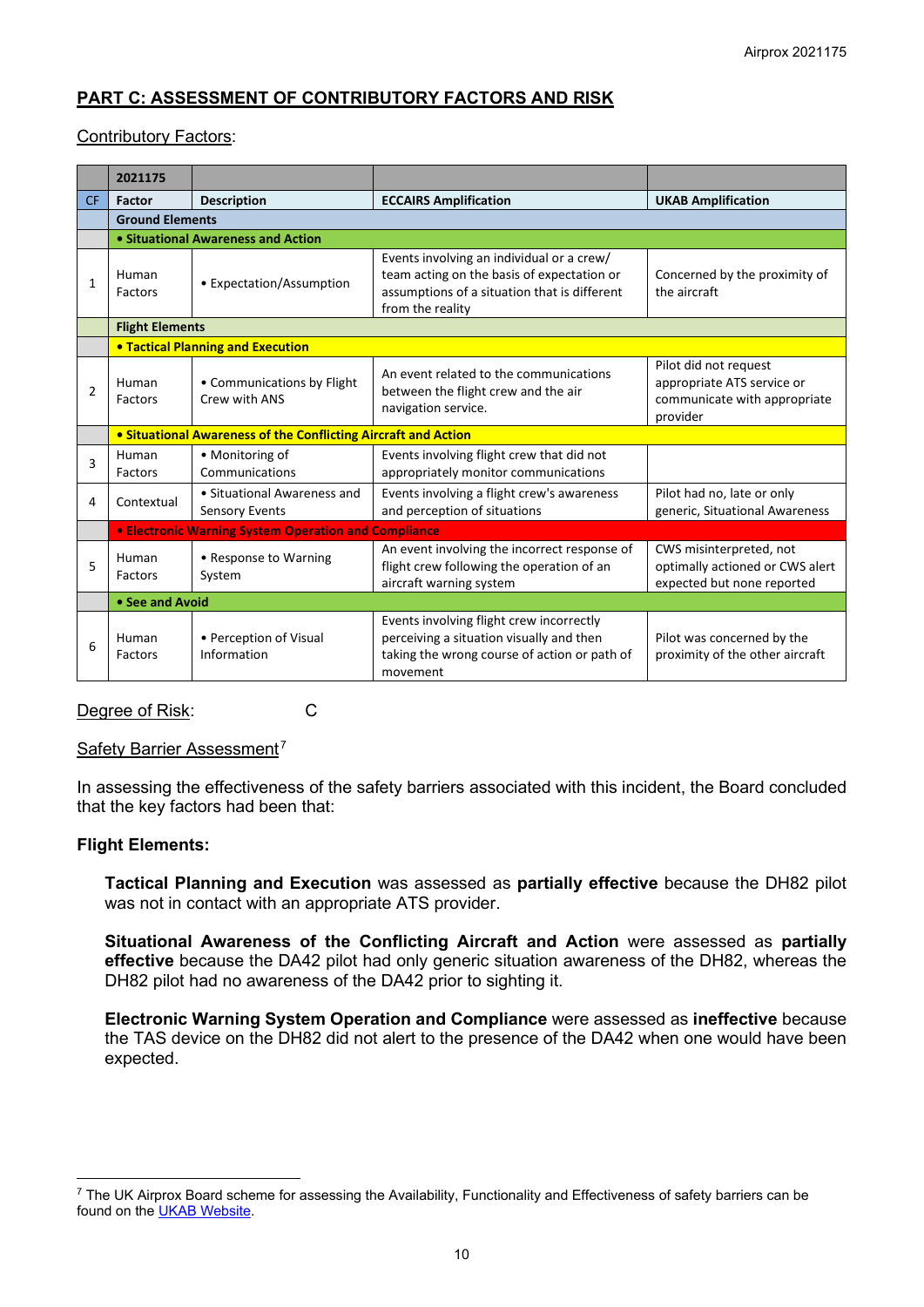## PART C: ASSESSMENT OF CONTRIBUTORY FACTORS AND RISK

Contributory Factors:

| | 2021175 | | | |
|---|---|---|---|---|
| CF | Factor | Description | ECCAIRS Amplification | UKAB Amplification |
| | Ground Elements | | | |
| | • Situational Awareness and Action | | | |
| 1 | Human Factors | • Expectation/Assumption | Events involving an individual or a crew/ team acting on the basis of expectation or assumptions of a situation that is different from the reality | Concerned by the proximity of the aircraft |
| | Flight Elements | | | |
| | • Tactical Planning and Execution | | | |
| 2 | Human Factors | • Communications by Flight Crew with ANS | An event related to the communications between the flight crew and the air navigation service. | Pilot did not request appropriate ATS service or communicate with appropriate provider |
| | • Situational Awareness of the Conflicting Aircraft and Action | | | |
| 3 | Human Factors | • Monitoring of Communications | Events involving flight crew that did not appropriately monitor communications | |
| 4 | Contextual | • Situational Awareness and Sensory Events | Events involving a flight crew's awareness and perception of situations | Pilot had no, late or only generic, Situational Awareness |
| | • Electronic Warning System Operation and Compliance | | | |
| 5 | Human Factors | • Response to Warning System | An event involving the incorrect response of flight crew following the operation of an aircraft warning system | CWS misinterpreted, not optimally actioned or CWS alert expected but none reported |
| | • See and Avoid | | | |
| 6 | Human Factors | • Perception of Visual Information | Events involving flight crew incorrectly perceiving a situation visually and then taking the wrong course of action or path of movement | Pilot was concerned by the proximity of the other aircraft |

Degree of Risk: C

Safety Barrier Assessment[7]

In assessing the effectiveness of the safety barriers associated with this incident, the Board concluded that the key factors had been that:

**Flight Elements:**

**Tactical Planning and Execution** was assessed as **partially effective** because the DH82 pilot was not in contact with an appropriate ATS provider.

**Situational Awareness of the Conflicting Aircraft and Action** were assessed as **partially effective** because the DA42 pilot had only generic situation awareness of the DH82, whereas the DH82 pilot had no awareness of the DA42 prior to sighting it.

**Electronic Warning System Operation and Compliance** were assessed as **ineffective** because the TAS device on the DH82 did not alert to the presence of the DA42 when one would have been expected.

[7] The UK Airprox Board scheme for assessing the Availability, Functionality and Effectiveness of safety barriers can be found on the UKAB Website.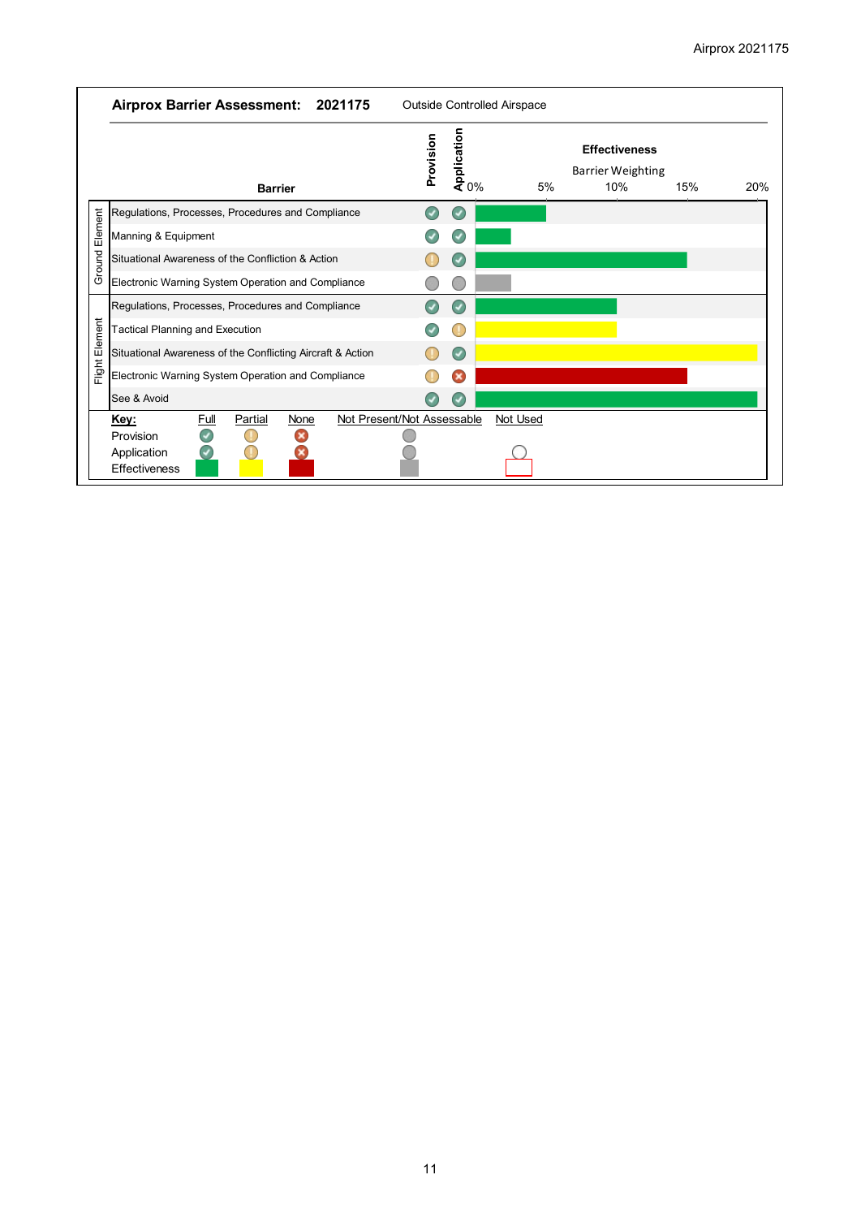**Airprox Barrier Assessment: 2021175** Outside Controlled Airspace

Barrier

Provision

Application

Effectiveness

Barrier Weighting

0% 5% 10% 15% 20%

Ground Element

Regulations, Processes, Procedures and Compliance

Manning & Equipment

Situational Awareness of the Confliction & Action

Electronic Warning System Operation and Compliance

Flight Element

Regulations, Processes, Procedures and Compliance

Tactical Planning and Execution

Situational Awareness of the Conflicting Aircraft & Action

Electronic Warning System Operation and Compliance

See & Avoid

**Key:** Full Partial None Not Present/Not Assessable Not Used

Provision

Application

Effectiveness